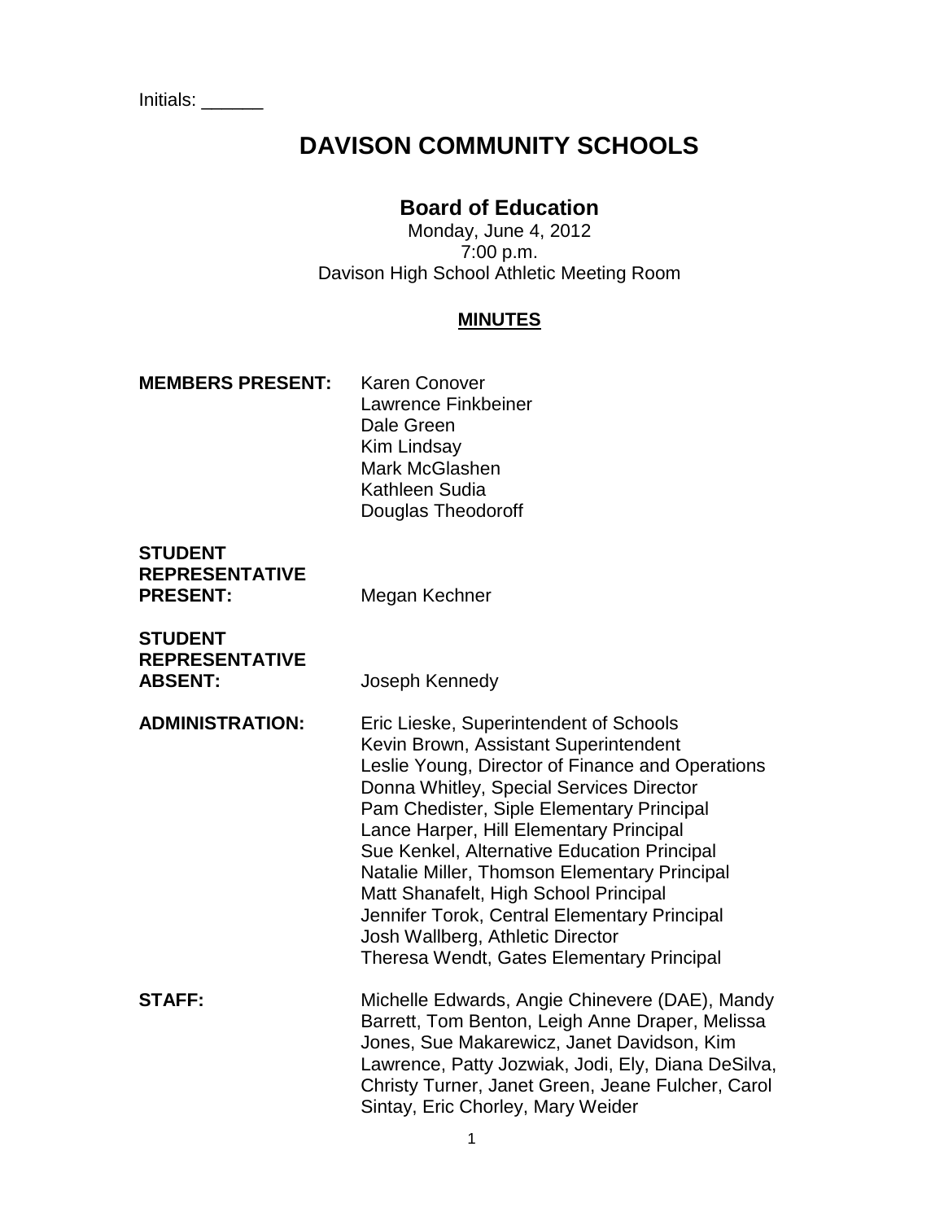Initials: ______

# DAVISON COMMUNITY SCHOOLS

## Board of Education

Monday, June 4, 2012
7:00 p.m.
Davison High School Athletic Meeting Room

**MINUTES**

**MEMBERS PRESENT:** Karen Conover
Lawrence Finkbeiner
Dale Green
Kim Lindsay
Mark McGlashen
Kathleen Sudia
Douglas Theodoroff

**STUDENT REPRESENTATIVE PRESENT:** Megan Kechner

**STUDENT REPRESENTATIVE ABSENT:** Joseph Kennedy

**ADMINISTRATION:** Eric Lieske, Superintendent of Schools
Kevin Brown, Assistant Superintendent
Leslie Young, Director of Finance and Operations
Donna Whitley, Special Services Director
Pam Chedister, Siple Elementary Principal
Lance Harper, Hill Elementary Principal
Sue Kenkel, Alternative Education Principal
Natalie Miller, Thomson Elementary Principal
Matt Shanafelt, High School Principal
Jennifer Torok, Central Elementary Principal
Josh Wallberg, Athletic Director
Theresa Wendt, Gates Elementary Principal

**STAFF:** Michelle Edwards, Angie Chinevere (DAE), Mandy Barrett, Tom Benton, Leigh Anne Draper, Melissa Jones, Sue Makarewicz, Janet Davidson, Kim Lawrence, Patty Jozwiak, Jodi, Ely, Diana DeSilva, Christy Turner, Janet Green, Jeane Fulcher, Carol Sintay, Eric Chorley, Mary Weider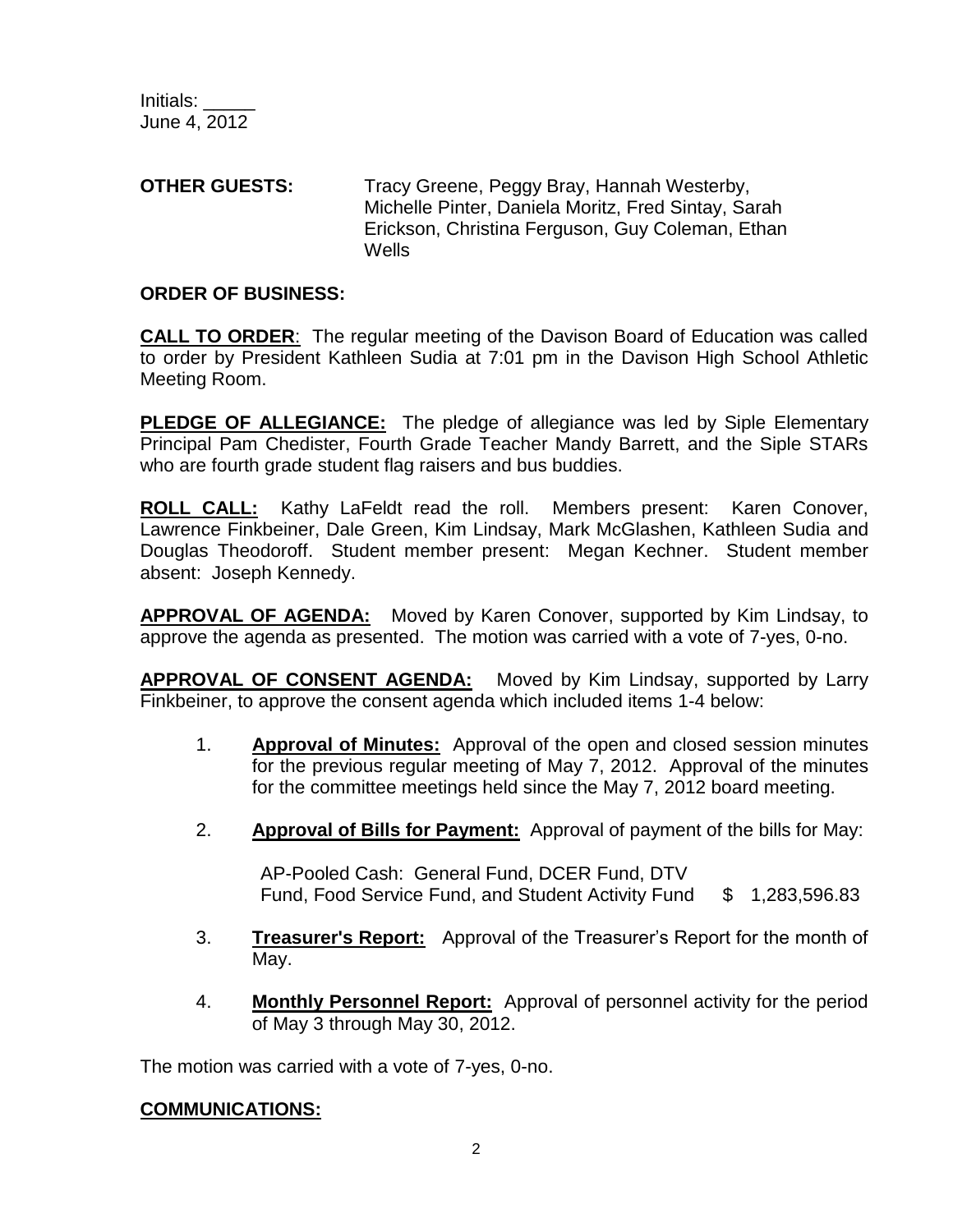Initials: _____
June 4, 2012

**OTHER GUESTS:** Tracy Greene, Peggy Bray, Hannah Westerby, Michelle Pinter, Daniela Moritz, Fred Sintay, Sarah Erickson, Christina Ferguson, Guy Coleman, Ethan Wells

**ORDER OF BUSINESS:**

**CALL TO ORDER**: The regular meeting of the Davison Board of Education was called to order by President Kathleen Sudia at 7:01 pm in the Davison High School Athletic Meeting Room.

**PLEDGE OF ALLEGIANCE:** The pledge of allegiance was led by Siple Elementary Principal Pam Chedister, Fourth Grade Teacher Mandy Barrett, and the Siple STARs who are fourth grade student flag raisers and bus buddies.

**ROLL CALL:** Kathy LaFeldt read the roll. Members present: Karen Conover, Lawrence Finkbeiner, Dale Green, Kim Lindsay, Mark McGlashen, Kathleen Sudia and Douglas Theodoroff. Student member present: Megan Kechner. Student member absent: Joseph Kennedy.

**APPROVAL OF AGENDA:** Moved by Karen Conover, supported by Kim Lindsay, to approve the agenda as presented. The motion was carried with a vote of 7-yes, 0-no.

**APPROVAL OF CONSENT AGENDA:** Moved by Kim Lindsay, supported by Larry Finkbeiner, to approve the consent agenda which included items 1-4 below:

1. **Approval of Minutes:** Approval of the open and closed session minutes for the previous regular meeting of May 7, 2012. Approval of the minutes for the committee meetings held since the May 7, 2012 board meeting.

2. **Approval of Bills for Payment:** Approval of payment of the bills for May:

   AP-Pooled Cash: General Fund, DCER Fund, DTV Fund, Food Service Fund, and Student Activity Fund $ 1,283,596.83

3. **Treasurer's Report:** Approval of the Treasurer's Report for the month of May.

4. **Monthly Personnel Report:** Approval of personnel activity for the period of May 3 through May 30, 2012.

The motion was carried with a vote of 7-yes, 0-no.

**COMMUNICATIONS:**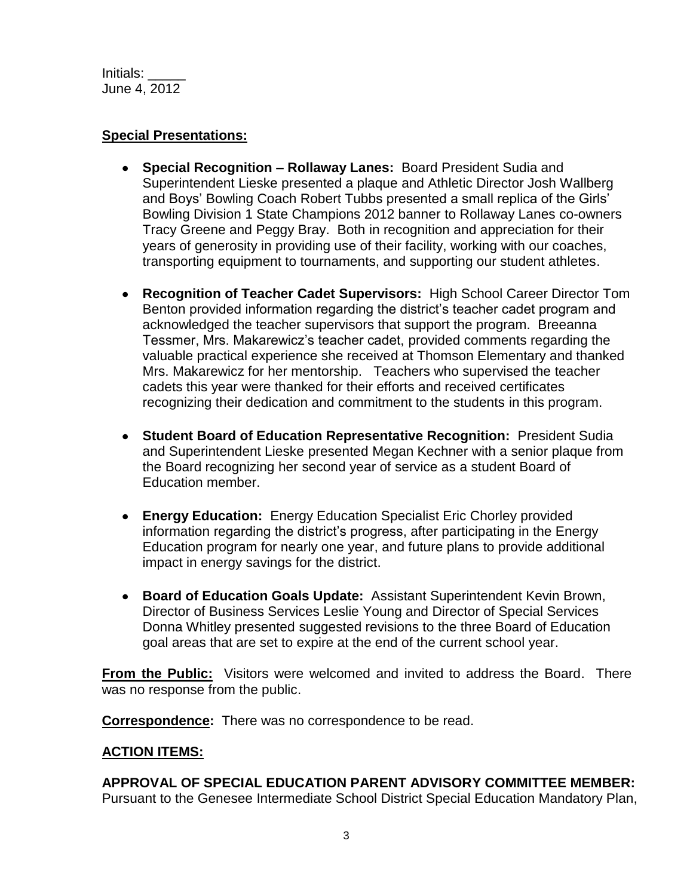Initials: _____
June 4, 2012

**Special Presentations:**

- **Special Recognition – Rollaway Lanes:** Board President Sudia and Superintendent Lieske presented a plaque and Athletic Director Josh Wallberg and Boys' Bowling Coach Robert Tubbs presented a small replica of the Girls' Bowling Division 1 State Champions 2012 banner to Rollaway Lanes co-owners Tracy Greene and Peggy Bray. Both in recognition and appreciation for their years of generosity in providing use of their facility, working with our coaches, transporting equipment to tournaments, and supporting our student athletes.

- **Recognition of Teacher Cadet Supervisors:** High School Career Director Tom Benton provided information regarding the district's teacher cadet program and acknowledged the teacher supervisors that support the program. Breeanna Tessmer, Mrs. Makarewicz's teacher cadet, provided comments regarding the valuable practical experience she received at Thomson Elementary and thanked Mrs. Makarewicz for her mentorship. Teachers who supervised the teacher cadets this year were thanked for their efforts and received certificates recognizing their dedication and commitment to the students in this program.

- **Student Board of Education Representative Recognition:** President Sudia and Superintendent Lieske presented Megan Kechner with a senior plaque from the Board recognizing her second year of service as a student Board of Education member.

- **Energy Education:** Energy Education Specialist Eric Chorley provided information regarding the district's progress, after participating in the Energy Education program for nearly one year, and future plans to provide additional impact in energy savings for the district.

- **Board of Education Goals Update:** Assistant Superintendent Kevin Brown, Director of Business Services Leslie Young and Director of Special Services Donna Whitley presented suggested revisions to the three Board of Education goal areas that are set to expire at the end of the current school year.

**From the Public:** Visitors were welcomed and invited to address the Board. There was no response from the public.

**Correspondence:** There was no correspondence to be read.

**ACTION ITEMS:**

**APPROVAL OF SPECIAL EDUCATION PARENT ADVISORY COMMITTEE MEMBER:**
Pursuant to the Genesee Intermediate School District Special Education Mandatory Plan,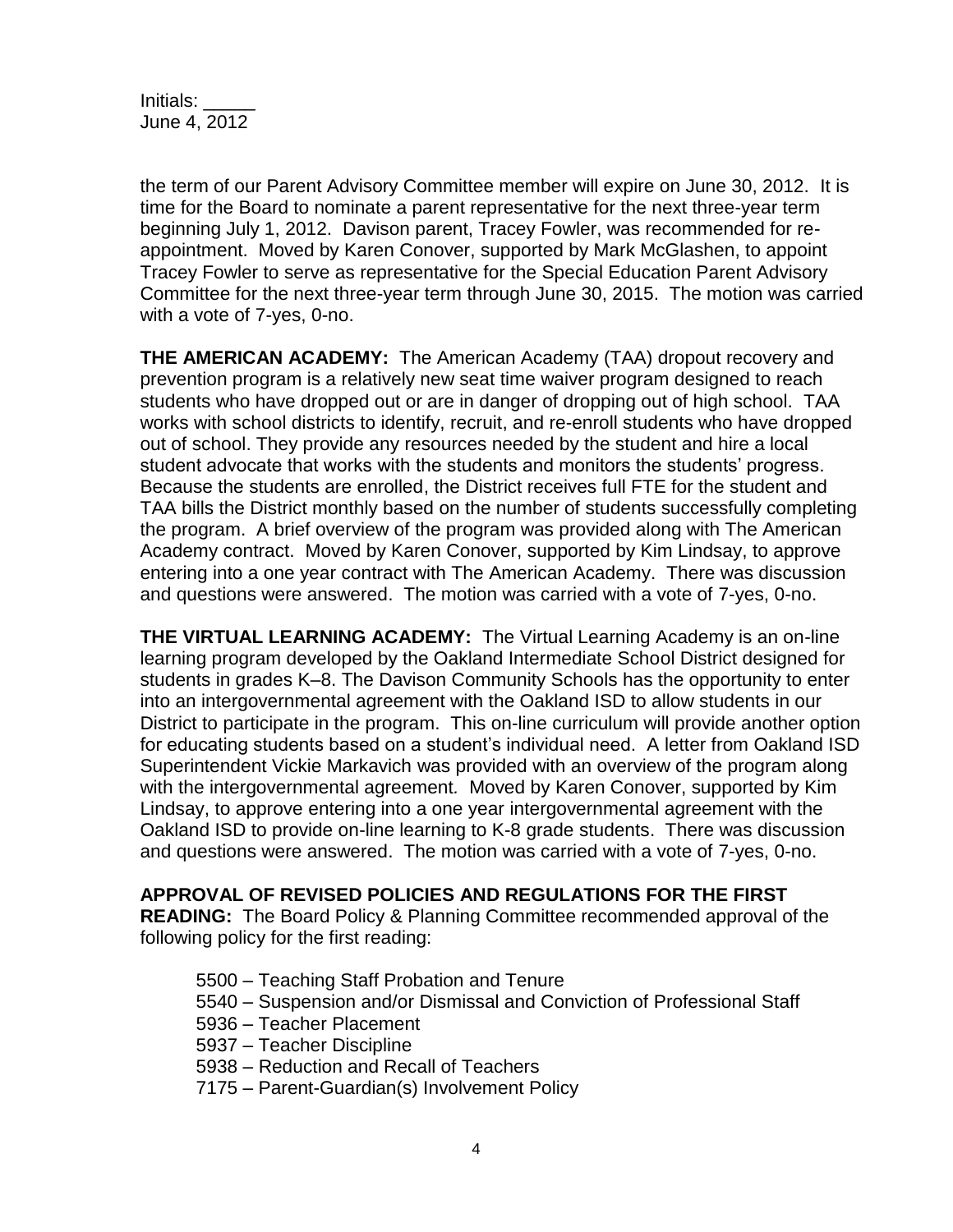the term of our Parent Advisory Committee member will expire on June 30, 2012. It is time for the Board to nominate a parent representative for the next three-year term beginning July 1, 2012. Davison parent, Tracey Fowler, was recommended for re-appointment. Moved by Karen Conover, supported by Mark McGlashen, to appoint Tracey Fowler to serve as representative for the Special Education Parent Advisory Committee for the next three-year term through June 30, 2015. The motion was carried with a vote of 7-yes, 0-no.

**THE AMERICAN ACADEMY:** The American Academy (TAA) dropout recovery and prevention program is a relatively new seat time waiver program designed to reach students who have dropped out or are in danger of dropping out of high school. TAA works with school districts to identify, recruit, and re-enroll students who have dropped out of school. They provide any resources needed by the student and hire a local student advocate that works with the students and monitors the students' progress. Because the students are enrolled, the District receives full FTE for the student and TAA bills the District monthly based on the number of students successfully completing the program. A brief overview of the program was provided along with The American Academy contract. Moved by Karen Conover, supported by Kim Lindsay, to approve entering into a one year contract with The American Academy. There was discussion and questions were answered. The motion was carried with a vote of 7-yes, 0-no.

**THE VIRTUAL LEARNING ACADEMY:** The Virtual Learning Academy is an on-line learning program developed by the Oakland Intermediate School District designed for students in grades K–8. The Davison Community Schools has the opportunity to enter into an intergovernmental agreement with the Oakland ISD to allow students in our District to participate in the program. This on-line curriculum will provide another option for educating students based on a student's individual need. A letter from Oakland ISD Superintendent Vickie Markavich was provided with an overview of the program along with the intergovernmental agreement. Moved by Karen Conover, supported by Kim Lindsay, to approve entering into a one year intergovernmental agreement with the Oakland ISD to provide on-line learning to K-8 grade students. There was discussion and questions were answered. The motion was carried with a vote of 7-yes, 0-no.

**APPROVAL OF REVISED POLICIES AND REGULATIONS FOR THE FIRST READING:** The Board Policy & Planning Committee recommended approval of the following policy for the first reading:

- 5500 – Teaching Staff Probation and Tenure
- 5540 – Suspension and/or Dismissal and Conviction of Professional Staff
- 5936 – Teacher Placement
- 5937 – Teacher Discipline
- 5938 – Reduction and Recall of Teachers
- 7175 – Parent-Guardian(s) Involvement Policy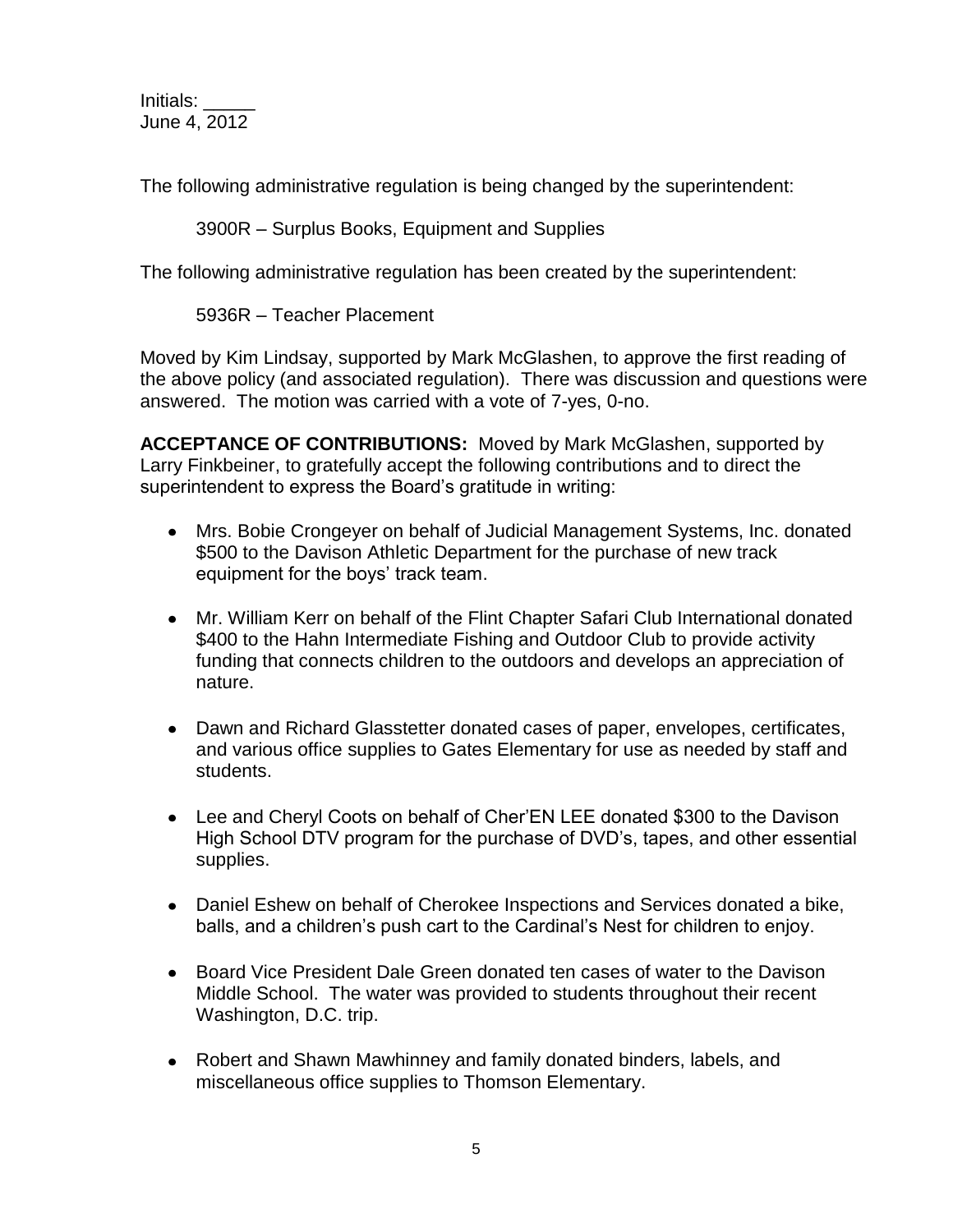Initials: _____
June 4, 2012

The following administrative regulation is being changed by the superintendent:

3900R – Surplus Books, Equipment and Supplies

The following administrative regulation has been created by the superintendent:

5936R – Teacher Placement

Moved by Kim Lindsay, supported by Mark McGlashen, to approve the first reading of the above policy (and associated regulation). There was discussion and questions were answered. The motion was carried with a vote of 7-yes, 0-no.

**ACCEPTANCE OF CONTRIBUTIONS:** Moved by Mark McGlashen, supported by Larry Finkbeiner, to gratefully accept the following contributions and to direct the superintendent to express the Board's gratitude in writing:

- Mrs. Bobie Crongeyer on behalf of Judicial Management Systems, Inc. donated $500 to the Davison Athletic Department for the purchase of new track equipment for the boys' track team.

- Mr. William Kerr on behalf of the Flint Chapter Safari Club International donated $400 to the Hahn Intermediate Fishing and Outdoor Club to provide activity funding that connects children to the outdoors and develops an appreciation of nature.

- Dawn and Richard Glasstetter donated cases of paper, envelopes, certificates, and various office supplies to Gates Elementary for use as needed by staff and students.

- Lee and Cheryl Coots on behalf of Cher'EN LEE donated $300 to the Davison High School DTV program for the purchase of DVD's, tapes, and other essential supplies.

- Daniel Eshew on behalf of Cherokee Inspections and Services donated a bike, balls, and a children's push cart to the Cardinal's Nest for children to enjoy.

- Board Vice President Dale Green donated ten cases of water to the Davison Middle School. The water was provided to students throughout their recent Washington, D.C. trip.

- Robert and Shawn Mawhinney and family donated binders, labels, and miscellaneous office supplies to Thomson Elementary.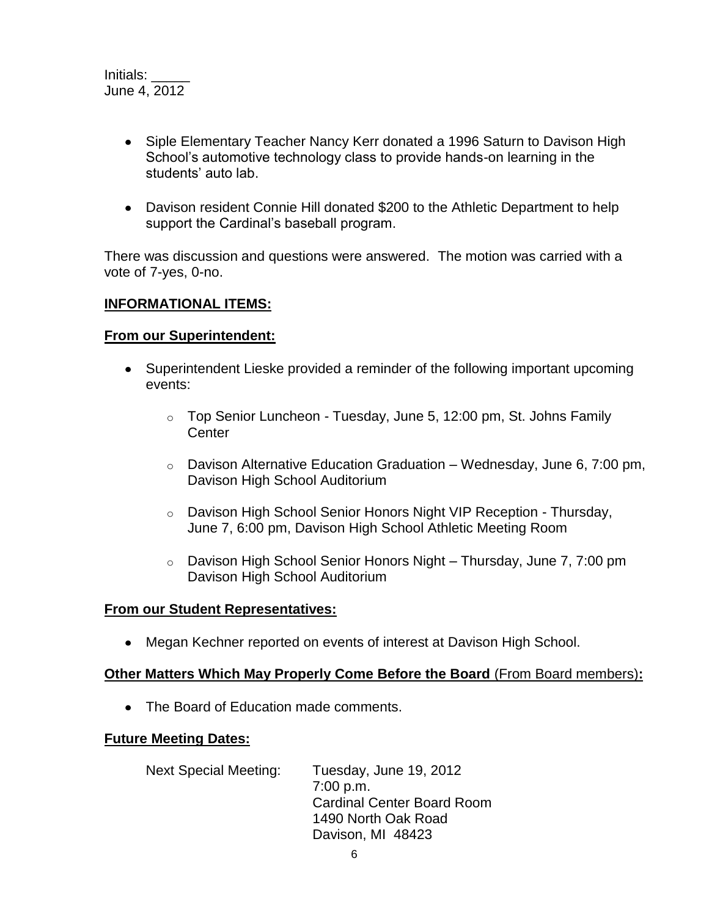Initials: _____
June 4, 2012

- Siple Elementary Teacher Nancy Kerr donated a 1996 Saturn to Davison High School's automotive technology class to provide hands-on learning in the students' auto lab.
- Davison resident Connie Hill donated $200 to the Athletic Department to help support the Cardinal's baseball program.

There was discussion and questions were answered. The motion was carried with a vote of 7-yes, 0-no.

**INFORMATIONAL ITEMS:**

**From our Superintendent:**

- Superintendent Lieske provided a reminder of the following important upcoming events:
  - Top Senior Luncheon - Tuesday, June 5, 12:00 pm, St. Johns Family Center
  - Davison Alternative Education Graduation – Wednesday, June 6, 7:00 pm, Davison High School Auditorium
  - Davison High School Senior Honors Night VIP Reception - Thursday, June 7, 6:00 pm, Davison High School Athletic Meeting Room
  - Davison High School Senior Honors Night – Thursday, June 7, 7:00 pm Davison High School Auditorium

**From our Student Representatives:**

- Megan Kechner reported on events of interest at Davison High School.

**Other Matters Which May Properly Come Before the Board** (From Board members)**:**

- The Board of Education made comments.

**Future Meeting Dates:**

Next Special Meeting: Tuesday, June 19, 2012
7:00 p.m.
Cardinal Center Board Room
1490 North Oak Road
Davison, MI 48423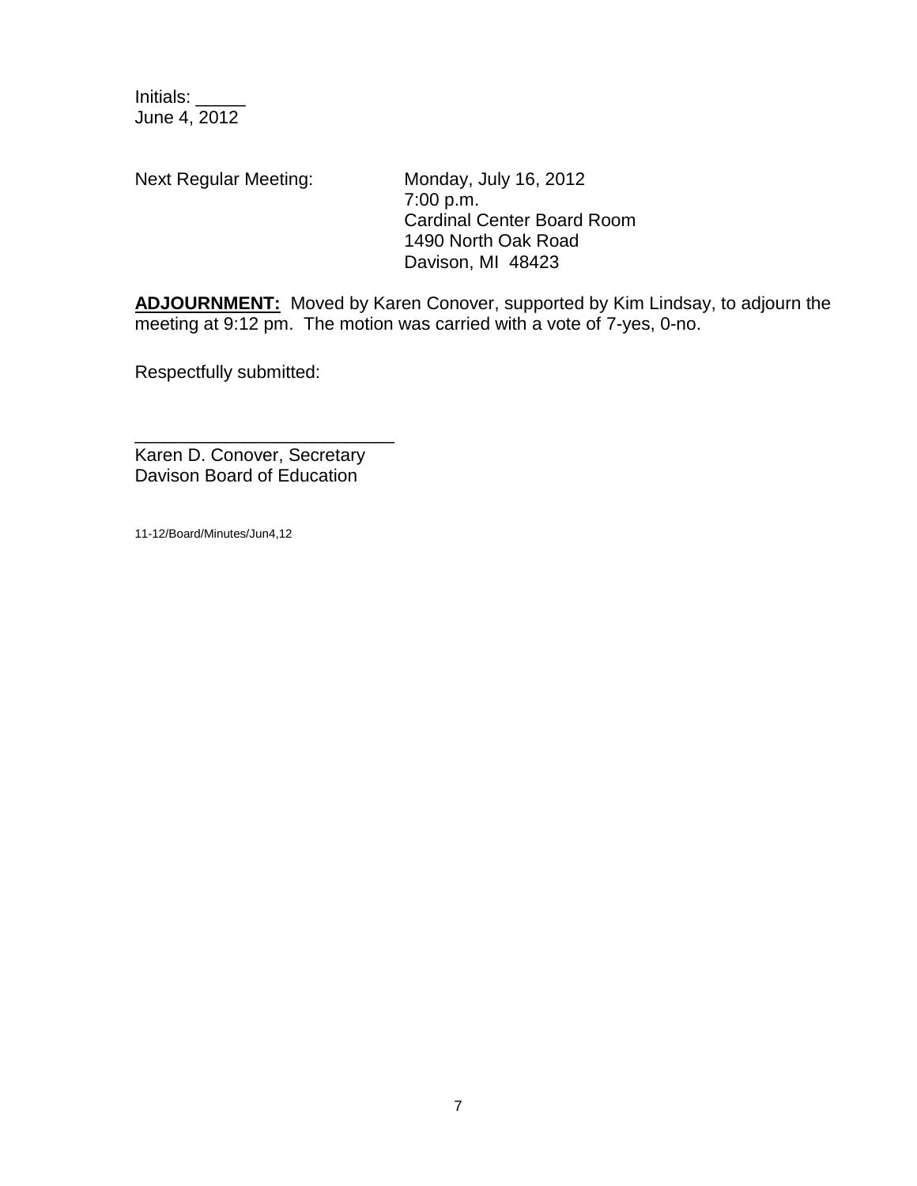Initials: _____
June 4, 2012

Next Regular Meeting: Monday, July 16, 2012
7:00 p.m.
Cardinal Center Board Room
1490 North Oak Road
Davison, MI 48423

**ADJOURNMENT:** Moved by Karen Conover, supported by Kim Lindsay, to adjourn the meeting at 9:12 pm. The motion was carried with a vote of 7-yes, 0-no.

Respectfully submitted:

\_\_\_\_\_\_\_\_\_\_\_\_\_\_\_\_\_\_\_\_\_\_\_\_\_\_
Karen D. Conover, Secretary
Davison Board of Education

11-12/Board/Minutes/Jun4,12